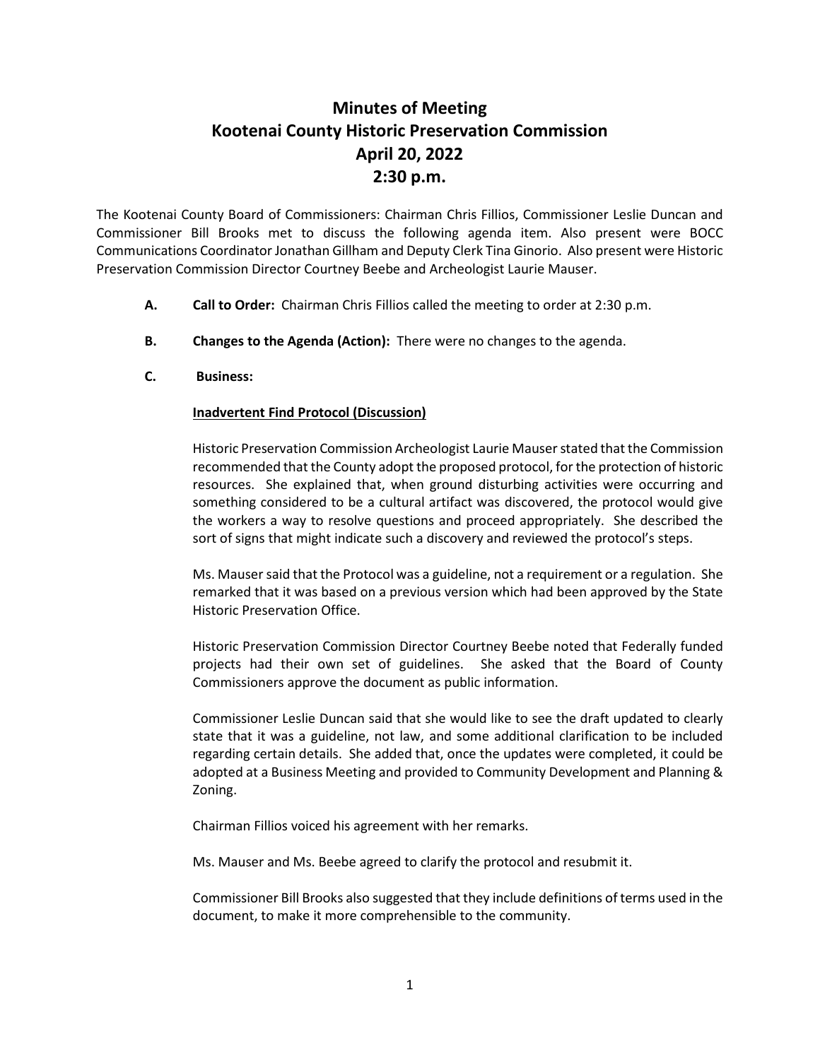# Minutes of Meeting
# Kootenai County Historic Preservation Commission
# April 20, 2022
# 2:30 p.m.

The Kootenai County Board of Commissioners: Chairman Chris Fillios, Commissioner Leslie Duncan and Commissioner Bill Brooks met to discuss the following agenda item. Also present were BOCC Communications Coordinator Jonathan Gillham and Deputy Clerk Tina Ginorio. Also present were Historic Preservation Commission Director Courtney Beebe and Archeologist Laurie Mauser.

**A. Call to Order:** Chairman Chris Fillios called the meeting to order at 2:30 p.m.

**B. Changes to the Agenda (Action):** There were no changes to the agenda.

**C. Business:**

<u>**Inadvertent Find Protocol (Discussion)**</u>

Historic Preservation Commission Archeologist Laurie Mauser stated that the Commission recommended that the County adopt the proposed protocol, for the protection of historic resources. She explained that, when ground disturbing activities were occurring and something considered to be a cultural artifact was discovered, the protocol would give the workers a way to resolve questions and proceed appropriately. She described the sort of signs that might indicate such a discovery and reviewed the protocol's steps.

Ms. Mauser said that the Protocol was a guideline, not a requirement or a regulation. She remarked that it was based on a previous version which had been approved by the State Historic Preservation Office.

Historic Preservation Commission Director Courtney Beebe noted that Federally funded projects had their own set of guidelines. She asked that the Board of County Commissioners approve the document as public information.

Commissioner Leslie Duncan said that she would like to see the draft updated to clearly state that it was a guideline, not law, and some additional clarification to be included regarding certain details. She added that, once the updates were completed, it could be adopted at a Business Meeting and provided to Community Development and Planning & Zoning.

Chairman Fillios voiced his agreement with her remarks.

Ms. Mauser and Ms. Beebe agreed to clarify the protocol and resubmit it.

Commissioner Bill Brooks also suggested that they include definitions of terms used in the document, to make it more comprehensible to the community.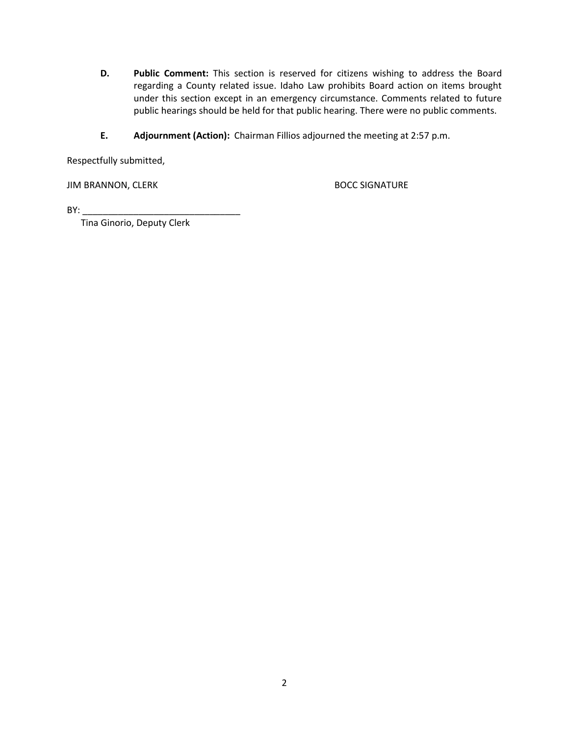**D.** **Public Comment:** This section is reserved for citizens wishing to address the Board regarding a County related issue. Idaho Law prohibits Board action on items brought under this section except in an emergency circumstance. Comments related to future public hearings should be held for that public hearing. There were no public comments.

**E.** **Adjournment (Action):** Chairman Fillios adjourned the meeting at 2:57 p.m.

Respectfully submitted,

JIM BRANNON, CLERK BOCC SIGNATURE

BY: _______________________________
Tina Ginorio, Deputy Clerk